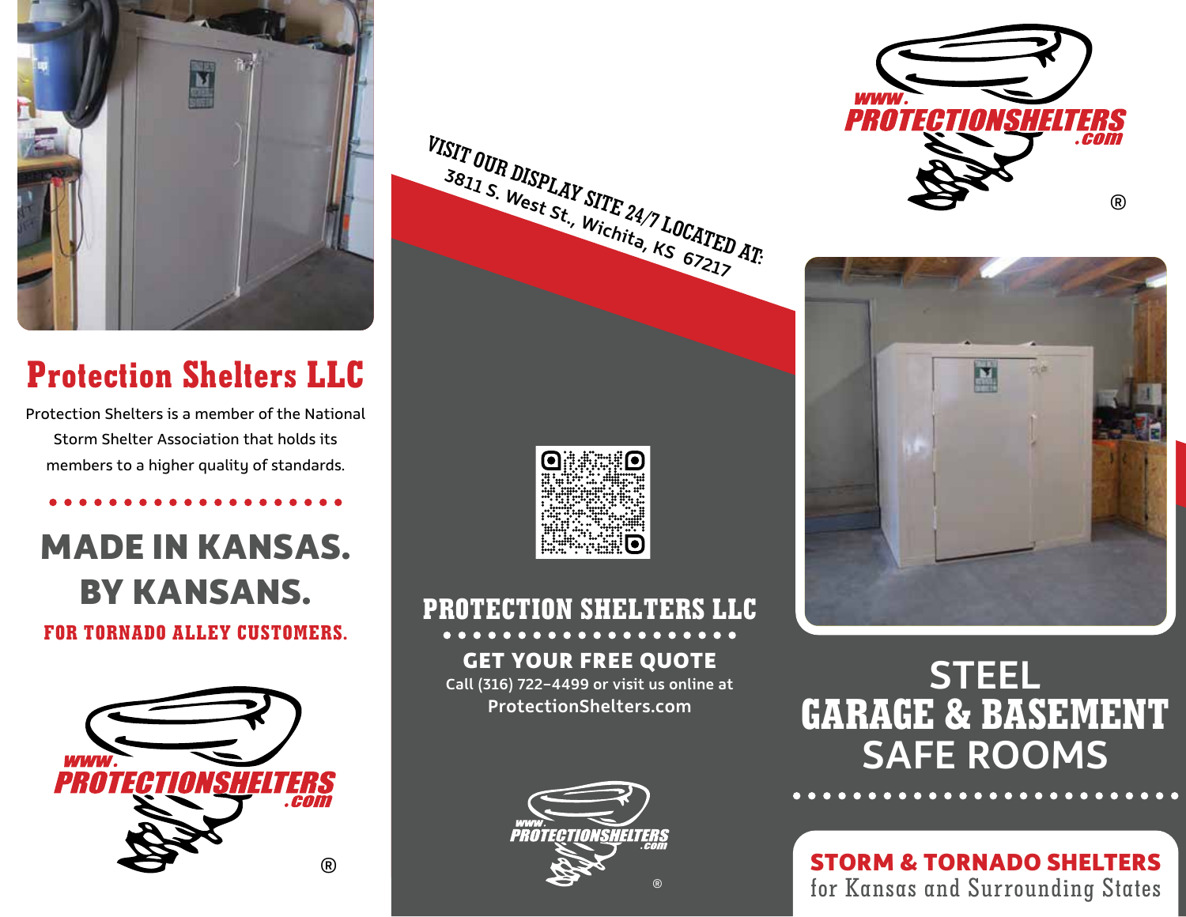## Protection Shelters LLC

Protection Shelters is a member of the National Storm Shelter Association that holds its members to a higher quality of standards.

## MADE IN KANSAS. BY KANSANS.

**FOR TORNADO ALLEY CUSTOMERS.**

WWW.PROTECTIONSHELTERS.com ®

**VISIT OUR DISPLAY SITE 24/7 LOCATED AT:**
3811 S. West St., Wichita, KS 67217

## PROTECTION SHELTERS LLC

**GET YOUR FREE QUOTE**
Call (316) 722-4499 or visit us online at
ProtectionShelters.com

WWW.PROTECTIONSHELTERS.com ®

WWW.PROTECTIONSHELTERS.com ®

# STEEL GARAGE & BASEMENT SAFE ROOMS

**STORM & TORNADO SHELTERS**
for Kansas and Surrounding States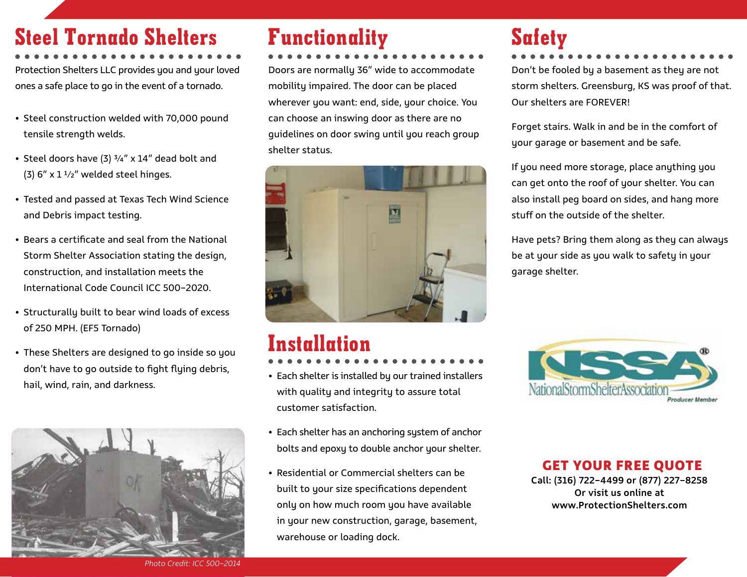## Steel Tornado Shelters

Protection Shelters LLC provides you and your loved ones a safe place to go in the event of a tornado.

- Steel construction welded with 70,000 pound tensile strength welds.
- Steel doors have (3) ¾" x 14" dead bolt and (3) 6" x 1 ½" welded steel hinges.
- Tested and passed at Texas Tech Wind Science and Debris impact testing.
- Bears a certificate and seal from the National Storm Shelter Association stating the design, construction, and installation meets the International Code Council ICC 500-2020.
- Structurally built to bear wind loads of excess of 250 MPH. (EF5 Tornado)
- These Shelters are designed to go inside so you don't have to go outside to fight flying debris, hail, wind, rain, and darkness.

*Photo Credit: ICC 500-2014*

## Functionality

Doors are normally 36" wide to accommodate mobility impaired. The door can be placed wherever you want: end, side, your choice. You can choose an inswing door as there are no guidelines on door swing until you reach group shelter status.

## Installation

- Each shelter is installed by our trained installers with quality and integrity to assure total customer satisfaction.
- Each shelter has an anchoring system of anchor bolts and epoxy to double anchor your shelter.
- Residential or Commercial shelters can be built to your size specifications dependent only on how much room you have available in your new construction, garage, basement, warehouse or loading dock.

## Safety

Don't be fooled by a basement as they are not storm shelters. Greensburg, KS was proof of that. Our shelters are FOREVER!

Forget stairs. Walk in and be in the comfort of your garage or basement and be safe.

If you need more storage, place anything you can get onto the roof of your shelter. You can also install peg board on sides, and hang more stuff on the outside of the shelter.

Have pets? Bring them along as they can always be at your side as you walk to safety in your garage shelter.

NSSA®
NationalStormShelterAssociation
Producer Member

### GET YOUR FREE QUOTE

**Call: (316) 722-4499 or (877) 227-8258**
**Or visit us online at**
**www.ProtectionShelters.com**